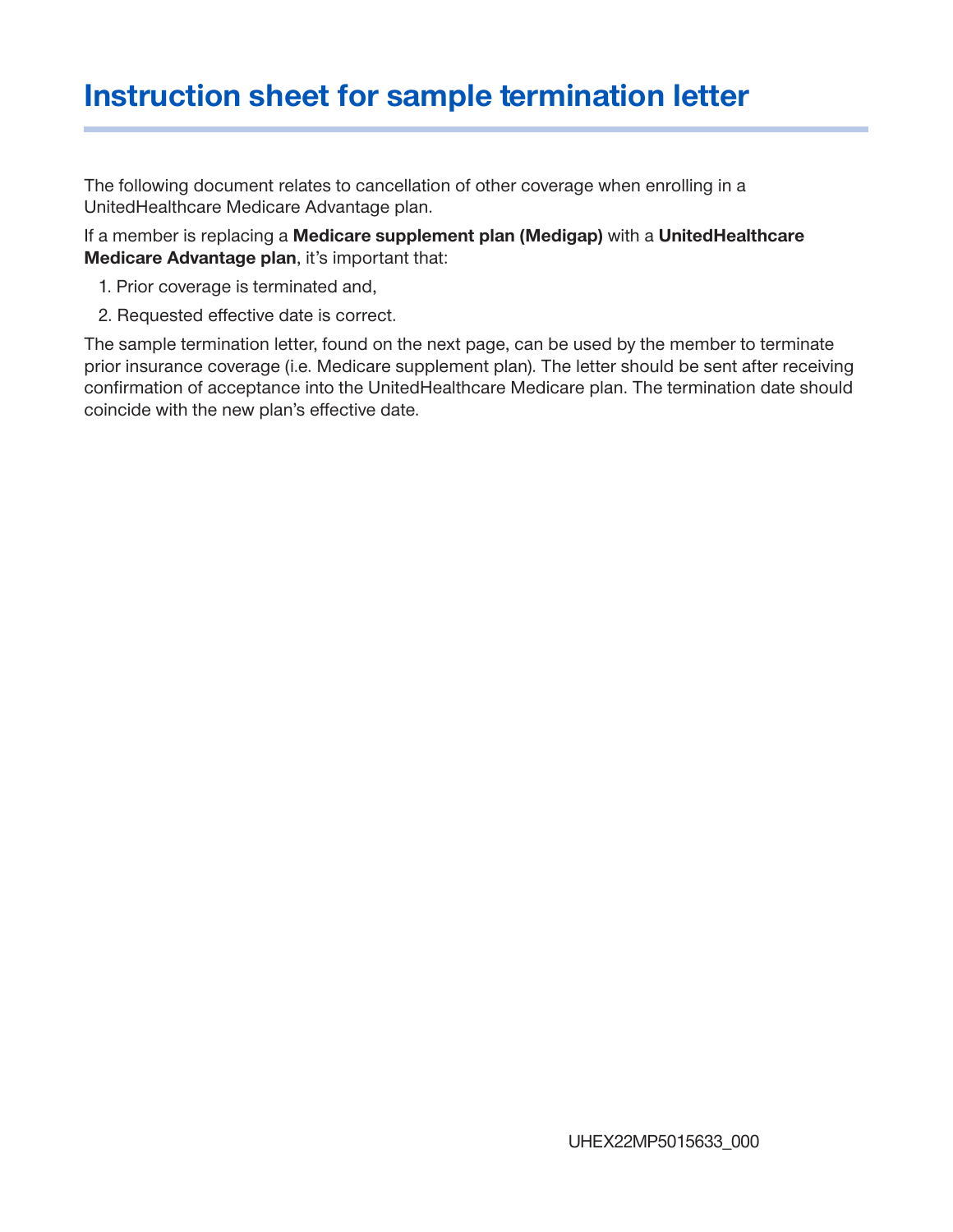# Instruction sheet for sample termination letter

The following document relates to cancellation of other coverage when enrolling in a UnitedHealthcare Medicare Advantage plan.

If a member is replacing a **Medicare supplement plan (Medigap)** with a **UnitedHealthcare Medicare Advantage plan**, it's important that:

1. Prior coverage is terminated and,
2. Requested effective date is correct.

The sample termination letter, found on the next page, can be used by the member to terminate prior insurance coverage (i.e. Medicare supplement plan). The letter should be sent after receiving confirmation of acceptance into the UnitedHealthcare Medicare plan. The termination date should coincide with the new plan's effective date.

UHEX22MP5015633_000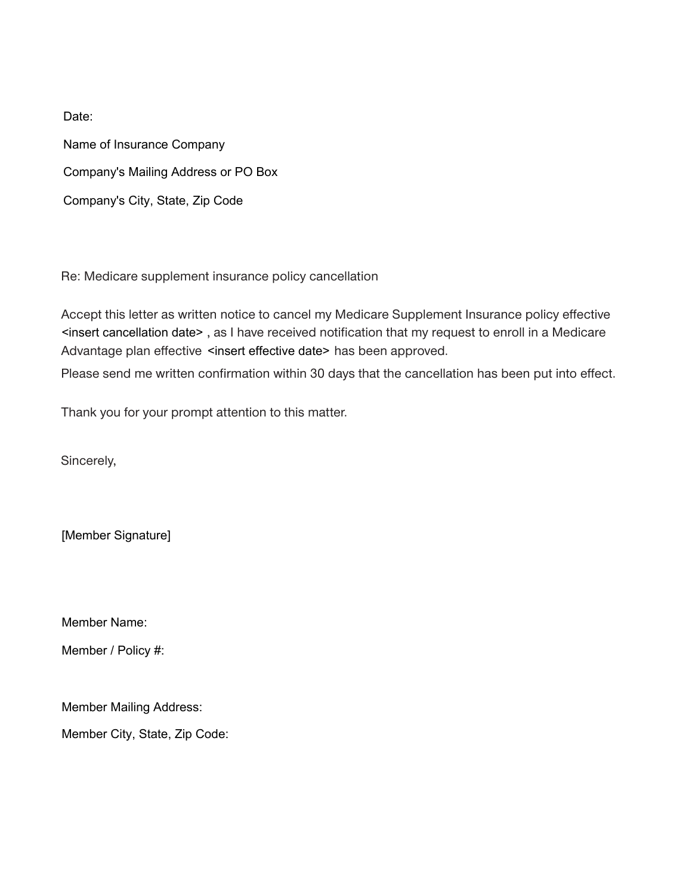Date:

Name of Insurance Company

Company's Mailing Address or PO Box

Company's City, State, Zip Code

Re: Medicare supplement insurance policy cancellation

Accept this letter as written notice to cancel my Medicare Supplement Insurance policy effective <insert cancellation date> , as I have received notification that my request to enroll in a Medicare Advantage plan effective <insert effective date> has been approved.

Please send me written confirmation within 30 days that the cancellation has been put into effect.

Thank you for your prompt attention to this matter.

Sincerely,

[Member Signature]

Member Name:

Member / Policy #:

Member Mailing Address:

Member City, State, Zip Code: